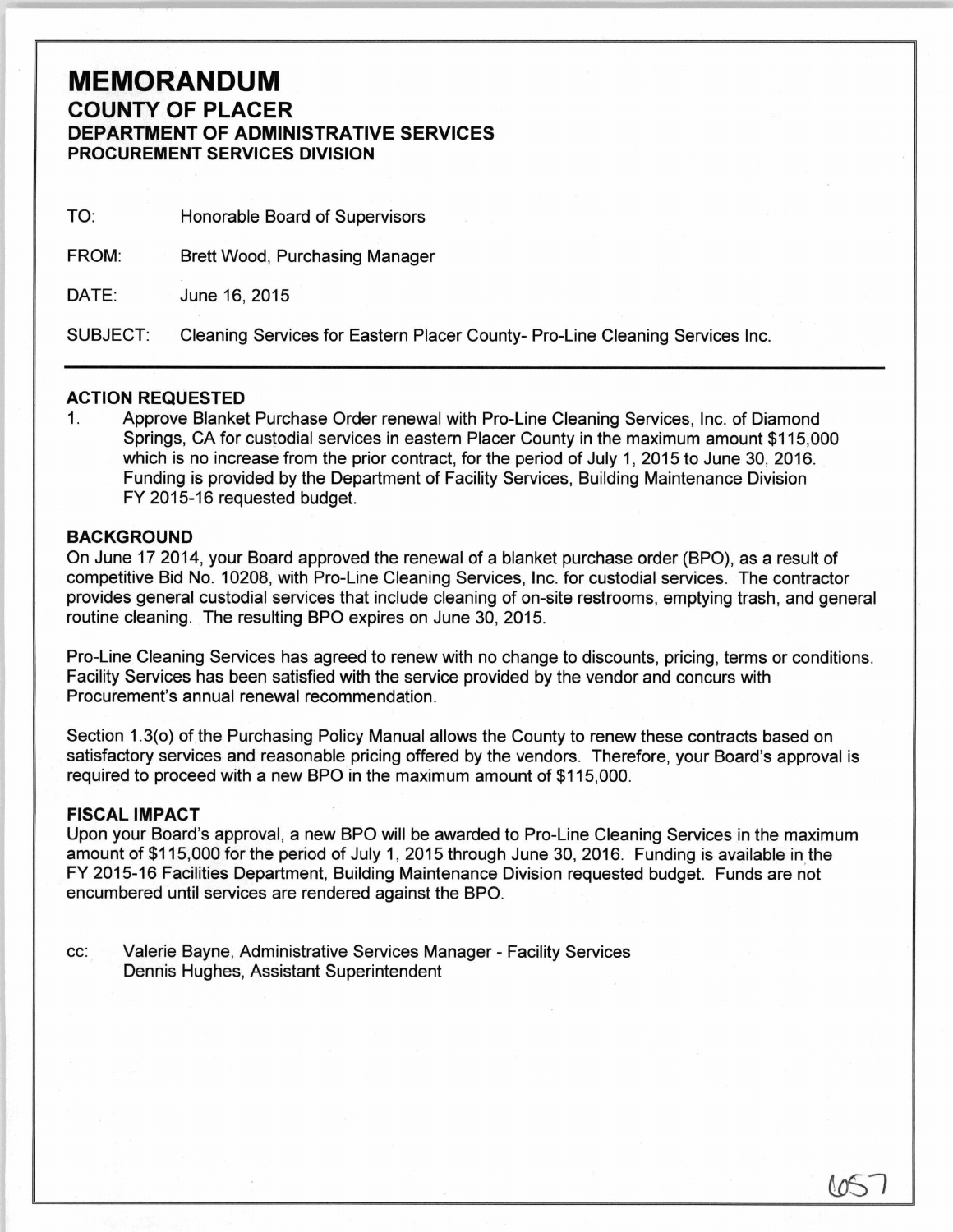# MEMORANDUM

## COUNTY OF PLACER

### DEPARTMENT OF ADMINISTRATIVE SERVICES

### PROCUREMENT SERVICES DIVISION

TO: Honorable Board of Supervisors

FROM: Brett Wood, Purchasing Manager

DATE: June 16, 2015

SUBJECT: Cleaning Services for Eastern Placer County- Pro-Line Cleaning Services Inc.

---

**ACTION REQUESTED**

1. Approve Blanket Purchase Order renewal with Pro-Line Cleaning Services, Inc. of Diamond Springs, CA for custodial services in eastern Placer County in the maximum amount $115,000 which is no increase from the prior contract, for the period of July 1, 2015 to June 30, 2016. Funding is provided by the Department of Facility Services, Building Maintenance Division FY 2015-16 requested budget.

**BACKGROUND**

On June 17 2014, your Board approved the renewal of a blanket purchase order (BPO), as a result of competitive Bid No. 10208, with Pro-Line Cleaning Services, Inc. for custodial services. The contractor provides general custodial services that include cleaning of on-site restrooms, emptying trash, and general routine cleaning. The resulting BPO expires on June 30, 2015.

Pro-Line Cleaning Services has agreed to renew with no change to discounts, pricing, terms or conditions. Facility Services has been satisfied with the service provided by the vendor and concurs with Procurement's annual renewal recommendation.

Section 1.3(o) of the Purchasing Policy Manual allows the County to renew these contracts based on satisfactory services and reasonable pricing offered by the vendors. Therefore, your Board's approval is required to proceed with a new BPO in the maximum amount of $115,000.

**FISCAL IMPACT**

Upon your Board's approval, a new BPO will be awarded to Pro-Line Cleaning Services in the maximum amount of $115,000 for the period of July 1, 2015 through June 30, 2016. Funding is available in the FY 2015-16 Facilities Department, Building Maintenance Division requested budget. Funds are not encumbered until services are rendered against the BPO.

cc: Valerie Bayne, Administrative Services Manager - Facility Services
Dennis Hughes, Assistant Superintendent